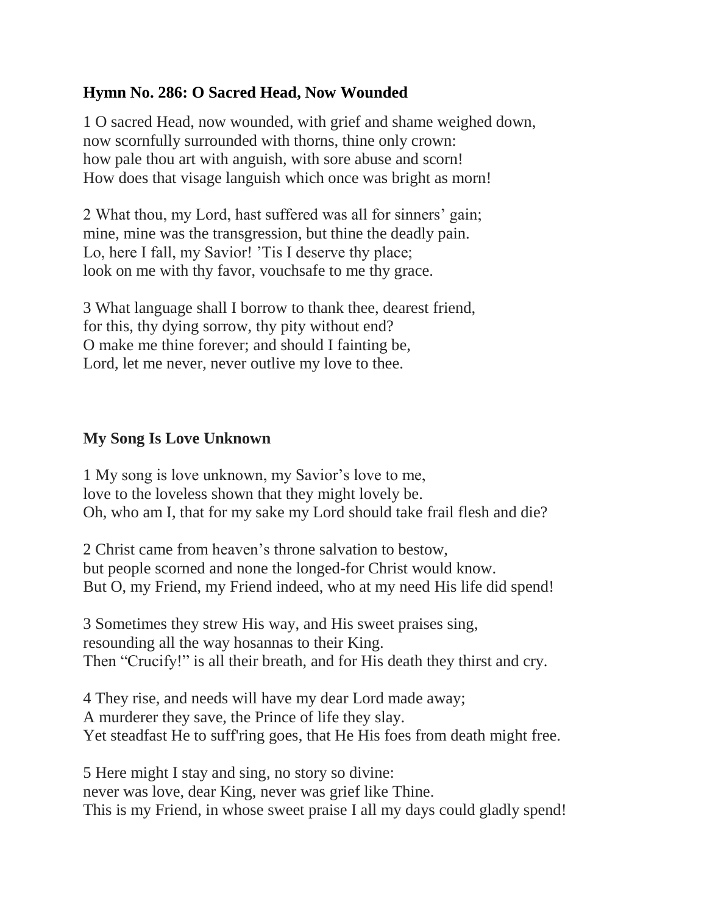**Hymn No. 286: O Sacred Head, Now Wounded**

1 O sacred Head, now wounded, with grief and shame weighed down,  
now scornfully surrounded with thorns, thine only crown:  
how pale thou art with anguish, with sore abuse and scorn!  
How does that visage languish which once was bright as morn!

2 What thou, my Lord, hast suffered was all for sinners' gain;  
mine, mine was the transgression, but thine the deadly pain.  
Lo, here I fall, my Savior! 'Tis I deserve thy place;  
look on me with thy favor, vouchsafe to me thy grace.

3 What language shall I borrow to thank thee, dearest friend,  
for this, thy dying sorrow, thy pity without end?  
O make me thine forever; and should I fainting be,  
Lord, let me never, never outlive my love to thee.

**My Song Is Love Unknown**

1 My song is love unknown, my Savior's love to me,  
love to the loveless shown that they might lovely be.  
Oh, who am I, that for my sake my Lord should take frail flesh and die?

2 Christ came from heaven's throne salvation to bestow,  
but people scorned and none the longed-for Christ would know.  
But O, my Friend, my Friend indeed, who at my need His life did spend!

3 Sometimes they strew His way, and His sweet praises sing,  
resounding all the way hosannas to their King.  
Then "Crucify!" is all their breath, and for His death they thirst and cry.

4 They rise, and needs will have my dear Lord made away;  
A murderer they save, the Prince of life they slay.  
Yet steadfast He to suff'ring goes, that He His foes from death might free.

5 Here might I stay and sing, no story so divine:  
never was love, dear King, never was grief like Thine.  
This is my Friend, in whose sweet praise I all my days could gladly spend!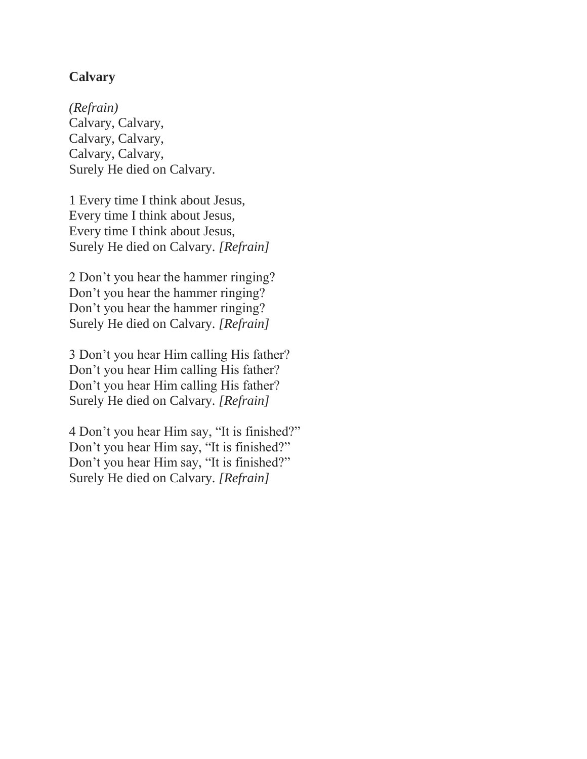**Calvary**

*(Refrain)*
Calvary, Calvary,
Calvary, Calvary,
Calvary, Calvary,
Surely He died on Calvary.

1 Every time I think about Jesus,
Every time I think about Jesus,
Every time I think about Jesus,
Surely He died on Calvary. *[Refrain]*

2 Don't you hear the hammer ringing?
Don't you hear the hammer ringing?
Don't you hear the hammer ringing?
Surely He died on Calvary. *[Refrain]*

3 Don't you hear Him calling His father?
Don't you hear Him calling His father?
Don't you hear Him calling His father?
Surely He died on Calvary. *[Refrain]*

4 Don't you hear Him say, "It is finished?"
Don't you hear Him say, "It is finished?"
Don't you hear Him say, "It is finished?"
Surely He died on Calvary. *[Refrain]*